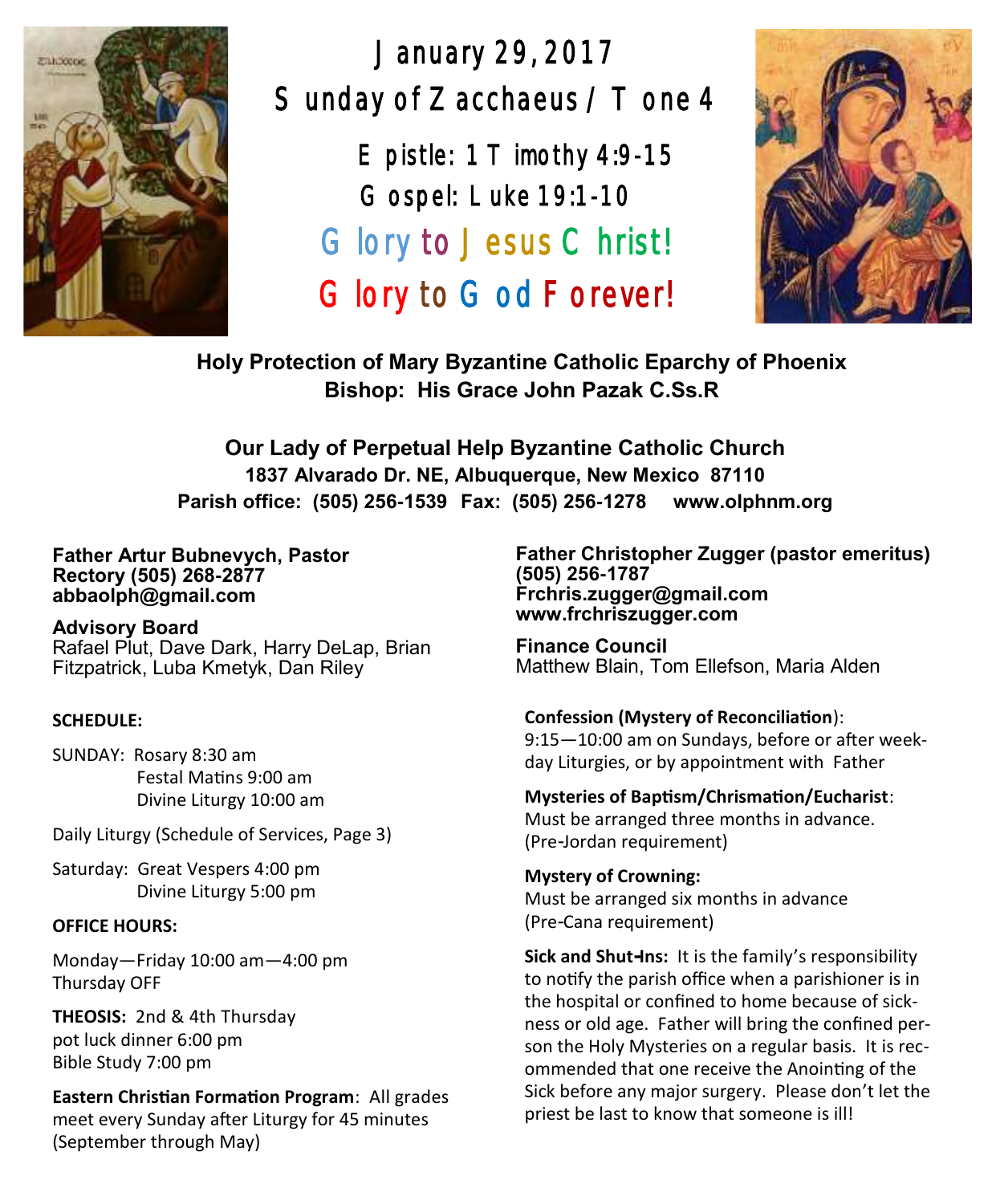# January 29, 2017

## Sunday of Zacchaeus / Tone 4

**Epistle: 1 Timothy 4:9-15**
**Gospel: Luke 19:1-10**

**Glory to Jesus Christ!**
**Glory to God Forever!**

**Holy Protection of Mary Byzantine Catholic Eparchy of Phoenix**
**Bishop: His Grace John Pazak C.Ss.R**

**Our Lady of Perpetual Help Byzantine Catholic Church**
**1837 Alvarado Dr. NE, Albuquerque, New Mexico 87110**
**Parish office: (505) 256-1539 Fax: (505) 256-1278 www.olphnm.org**

**Father Artur Bubnevych, Pastor**
**Rectory (505) 268-2877**
**abbaolph@gmail.com**

**Advisory Board**
Rafael Plut, Dave Dark, Harry DeLap, Brian Fitzpatrick, Luba Kmetyk, Dan Riley

**SCHEDULE:**

SUNDAY: Rosary 8:30 am
Festal Matins 9:00 am
Divine Liturgy 10:00 am

Daily Liturgy (Schedule of Services, Page 3)

Saturday: Great Vespers 4:00 pm
Divine Liturgy 5:00 pm

**OFFICE HOURS:**

Monday—Friday 10:00 am—4:00 pm
Thursday OFF

**THEOSIS:** 2nd & 4th Thursday
pot luck dinner 6:00 pm
Bible Study 7:00 pm

**Eastern Christian Formation Program**: All grades meet every Sunday after Liturgy for 45 minutes (September through May)

**Father Christopher Zugger (pastor emeritus)**
**(505) 256-1787**
**Frchris.zugger@gmail.com**
**www.frchriszugger.com**

**Finance Council**
Matthew Blain, Tom Ellefson, Maria Alden

**Confession (Mystery of Reconciliation)**:
9:15—10:00 am on Sundays, before or after weekday Liturgies, or by appointment with Father

**Mysteries of Baptism/Chrismation/Eucharist**:
Must be arranged three months in advance. (Pre-Jordan requirement)

**Mystery of Crowning:**
Must be arranged six months in advance (Pre-Cana requirement)

**Sick and Shut-Ins:** It is the family's responsibility to notify the parish office when a parishioner is in the hospital or confined to home because of sickness or old age. Father will bring the confined person the Holy Mysteries on a regular basis. It is recommended that one receive the Anointing of the Sick before any major surgery. Please don't let the priest be last to know that someone is ill!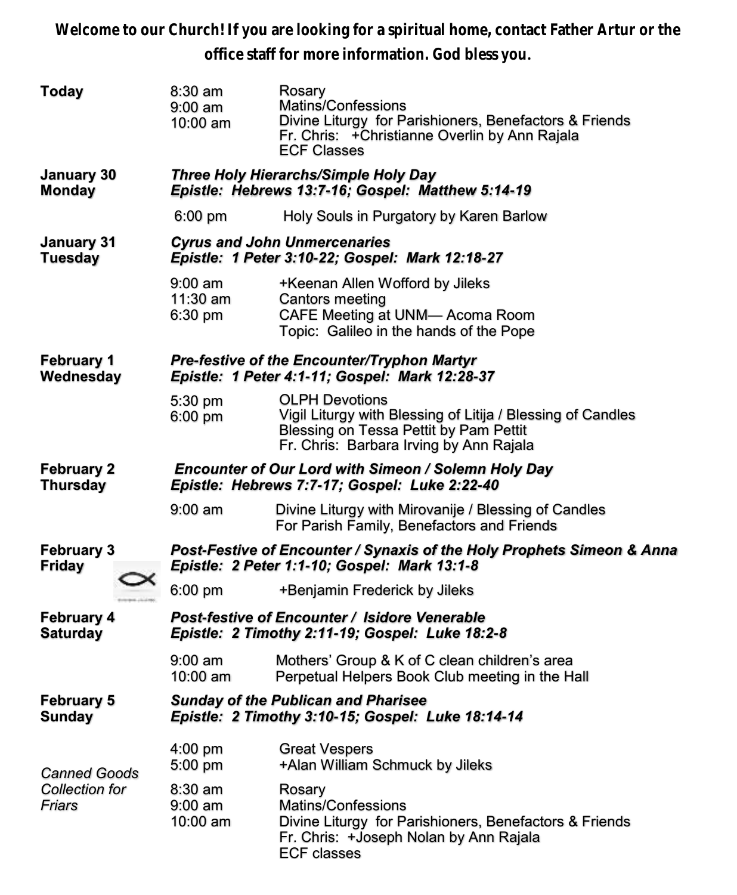**Welcome to our Church! If you are looking for a spiritual home, contact Father Artur or the office staff for more information. God bless you.**

| | | |
|---|---|---|
| **Today** | 8:30 am | Rosary |
| | 9:00 am | Matins/Confessions |
| | 10:00 am | Divine Liturgy for Parishioners, Benefactors & Friends<br>Fr. Chris: +Christianne Overlin by Ann Rajala<br>ECF Classes |
| **January 30**<br>**Monday** | ***Three Holy Hierarchs/Simple Holy Day***<br>***Epistle: Hebrews 13:7-16; Gospel: Matthew 5:14-19*** | |
| | 6:00 pm | Holy Souls in Purgatory by Karen Barlow |
| **January 31**<br>**Tuesday** | ***Cyrus and John Unmercenaries***<br>***Epistle: 1 Peter 3:10-22; Gospel: Mark 12:18-27*** | |
| | 9:00 am | +Keenan Allen Wofford by Jileks |
| | 11:30 am | Cantors meeting |
| | 6:30 pm | CAFE Meeting at UNM— Acoma Room<br>Topic: Galileo in the hands of the Pope |
| **February 1**<br>**Wednesday** | ***Pre-festive of the Encounter/Tryphon Martyr***<br>***Epistle: 1 Peter 4:1-11; Gospel: Mark 12:28-37*** | |
| | 5:30 pm | OLPH Devotions |
| | 6:00 pm | Vigil Liturgy with Blessing of Litija / Blessing of Candles<br>Blessing on Tessa Pettit by Pam Pettit<br>Fr. Chris: Barbara Irving by Ann Rajala |
| **February 2**<br>**Thursday** | ***Encounter of Our Lord with Simeon / Solemn Holy Day***<br>***Epistle: Hebrews 7:7-17; Gospel: Luke 2:22-40*** | |
| | 9:00 am | Divine Liturgy with Mirovanije / Blessing of Candles<br>For Parish Family, Benefactors and Friends |
| **February 3**<br>**Friday** | ***Post-Festive of Encounter / Synaxis of the Holy Prophets Simeon & Anna***<br>***Epistle: 2 Peter 1:1-10; Gospel: Mark 13:1-8*** | |
| | 6:00 pm | +Benjamin Frederick by Jileks |
| **February 4**<br>**Saturday** | ***Post-festive of Encounter / Isidore Venerable***<br>***Epistle: 2 Timothy 2:11-19; Gospel: Luke 18:2-8*** | |
| | 9:00 am | Mothers' Group & K of C clean children's area |
| | 10:00 am | Perpetual Helpers Book Club meeting in the Hall |
| **February 5**<br>**Sunday** | ***Sunday of the Publican and Pharisee***<br>***Epistle: 2 Timothy 3:10-15; Gospel: Luke 18:14-14*** | |
| | 4:00 pm | Great Vespers |
| *Canned Goods Collection for Friars* | 5:00 pm | +Alan William Schmuck by Jileks |
| | 8:30 am | Rosary |
| | 9:00 am | Matins/Confessions |
| | 10:00 am | Divine Liturgy for Parishioners, Benefactors & Friends<br>Fr. Chris: +Joseph Nolan by Ann Rajala<br>ECF classes |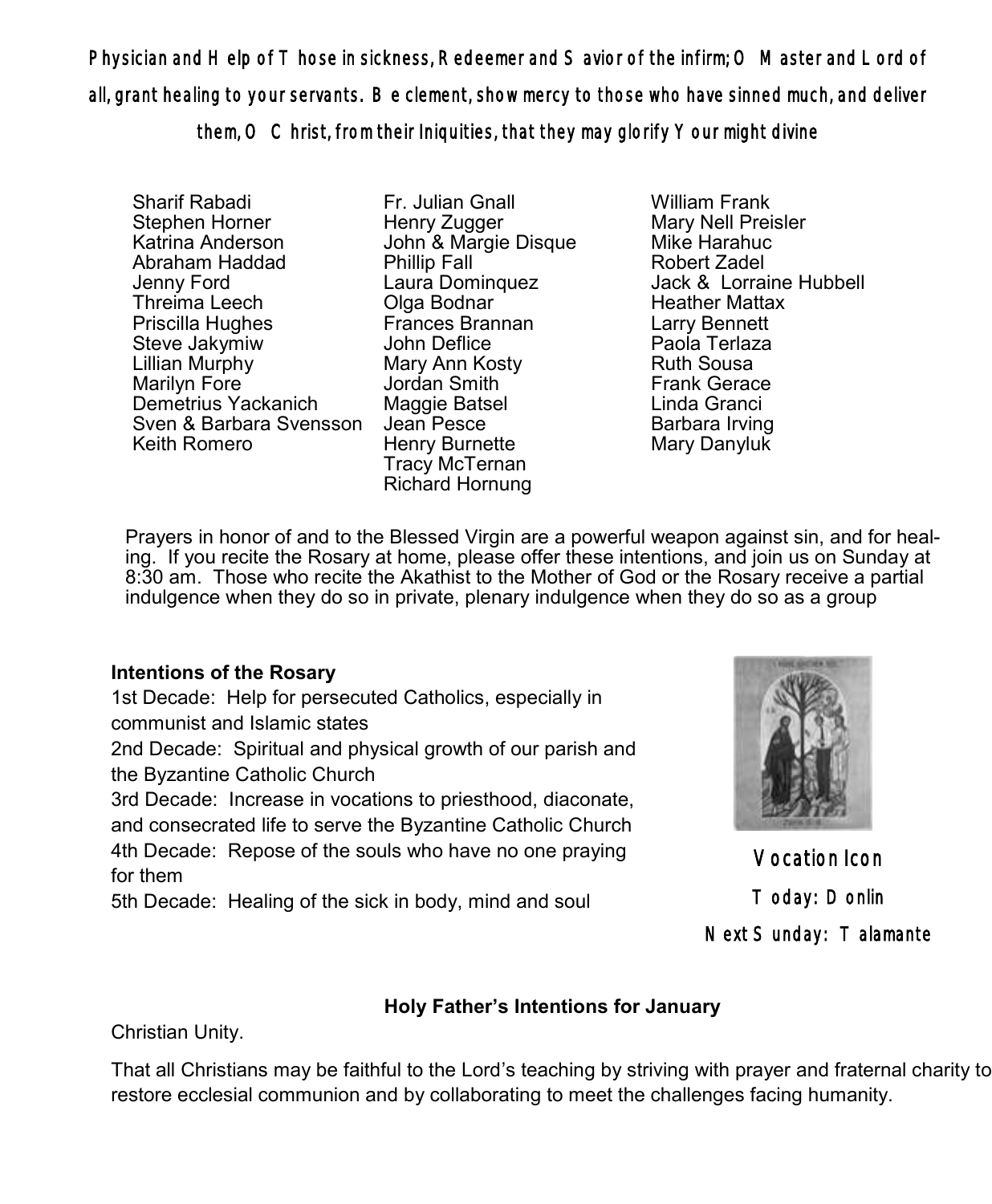**Physician and Help of Those in sickness, Redeemer and Savior of the infirm; O Master and Lord of all, grant healing to your servants. Be clement, show mercy to those who have sinned much, and deliver them, O Christ, from their Iniquities, that they may glorify Your might divine**

Sharif Rabadi
Stephen Horner
Katrina Anderson
Abraham Haddad
Jenny Ford
Threima Leech
Priscilla Hughes
Steve Jakymiw
Lillian Murphy
Marilyn Fore
Demetrius Yackanich
Sven & Barbara Svensson
Keith Romero
Fr. Julian Gnall
Henry Zugger
John & Margie Disque
Phillip Fall
Laura Dominquez
Olga Bodnar
Frances Brannan
John Deflice
Mary Ann Kosty
Jordan Smith
Maggie Batsel
Jean Pesce
Henry Burnette
Tracy McTernan
Richard Hornung
William Frank
Mary Nell Preisler
Mike Harahuc
Robert Zadel
Jack & Lorraine Hubbell
Heather Mattax
Larry Bennett
Paola Terlaza
Ruth Sousa
Frank Gerace
Linda Granci
Barbara Irving
Mary Danyluk

Prayers in honor of and to the Blessed Virgin are a powerful weapon against sin, and for healing. If you recite the Rosary at home, please offer these intentions, and join us on Sunday at 8:30 am. Those who recite the Akathist to the Mother of God or the Rosary receive a partial indulgence when they do so in private, plenary indulgence when they do so as a group

**Intentions of the Rosary**

1st Decade: Help for persecuted Catholics, especially in communist and Islamic states
2nd Decade: Spiritual and physical growth of our parish and the Byzantine Catholic Church
3rd Decade: Increase in vocations to priesthood, diaconate, and consecrated life to serve the Byzantine Catholic Church
4th Decade: Repose of the souls who have no one praying for them
5th Decade: Healing of the sick in body, mind and soul

Vocation Icon
Today: Donlin
Next Sunday: Talamante

**Holy Father's Intentions for January**

Christian Unity.

That all Christians may be faithful to the Lord's teaching by striving with prayer and fraternal charity to restore ecclesial communion and by collaborating to meet the challenges facing humanity.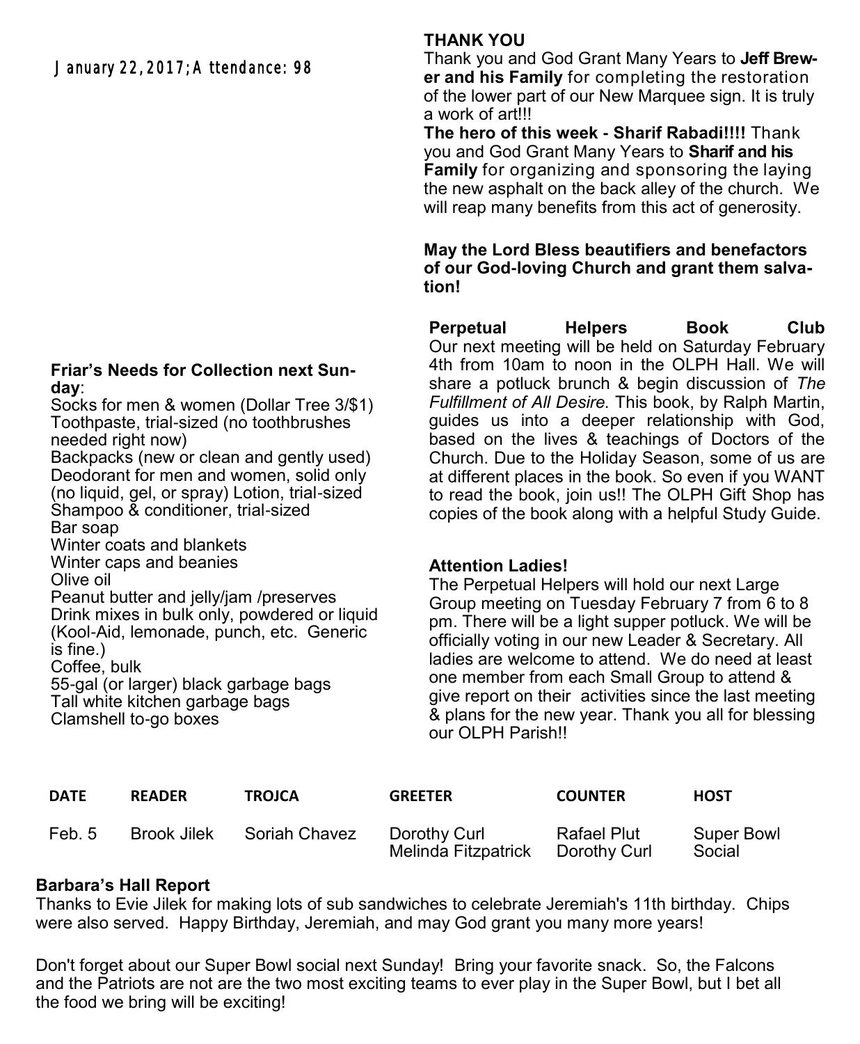January 22, 2017; Attendance: 98

## THANK YOU

Thank you and God Grant Many Years to **Jeff Brewer and his Family** for completing the restoration of the lower part of our New Marquee sign. It is truly a work of art!!!

**The hero of this week - Sharif Rabadi!!!!** Thank you and God Grant Many Years to **Sharif and his Family** for organizing and sponsoring the laying the new asphalt on the back alley of the church. We will reap many benefits from this act of generosity.

**May the Lord Bless beautifiers and benefactors of our God-loving Church and grant them salvation!**

**Friar's Needs for Collection next Sunday**:

Socks for men & women (Dollar Tree 3/$1)
Toothpaste, trial-sized (no toothbrushes needed right now)
Backpacks (new or clean and gently used)
Deodorant for men and women, solid only (no liquid, gel, or spray) Lotion, trial-sized
Shampoo & conditioner, trial-sized
Bar soap
Winter coats and blankets
Winter caps and beanies
Olive oil
Peanut butter and jelly/jam /preserves
Drink mixes in bulk only, powdered or liquid (Kool-Aid, lemonade, punch, etc. Generic is fine.)
Coffee, bulk
55-gal (or larger) black garbage bags
Tall white kitchen garbage bags
Clamshell to-go boxes

**Perpetual Helpers Book Club**

Our next meeting will be held on Saturday February 4th from 10am to noon in the OLPH Hall. We will share a potluck brunch & begin discussion of *The Fulfillment of All Desire.* This book, by Ralph Martin, guides us into a deeper relationship with God, based on the lives & teachings of Doctors of the Church. Due to the Holiday Season, some of us are at different places in the book. So even if you WANT to read the book, join us!! The OLPH Gift Shop has copies of the book along with a helpful Study Guide.

**Attention Ladies!**

The Perpetual Helpers will hold our next Large Group meeting on Tuesday February 7 from 6 to 8 pm. There will be a light supper potluck. We will be officially voting in our new Leader & Secretary. All ladies are welcome to attend. We do need at least one member from each Small Group to attend & give report on their activities since the last meeting & plans for the new year. Thank you all for blessing our OLPH Parish!!

| DATE | READER | TROJCA | GREETER | COUNTER | HOST |
|---|---|---|---|---|---|
| Feb. 5 | Brook Jilek | Soriah Chavez | Dorothy Curl<br>Melinda Fitzpatrick | Rafael Plut<br>Dorothy Curl | Super Bowl Social |

**Barbara's Hall Report**

Thanks to Evie Jilek for making lots of sub sandwiches to celebrate Jeremiah's 11th birthday. Chips were also served. Happy Birthday, Jeremiah, and may God grant you many more years!

Don't forget about our Super Bowl social next Sunday! Bring your favorite snack. So, the Falcons and the Patriots are not are the two most exciting teams to ever play in the Super Bowl, but I bet all the food we bring will be exciting!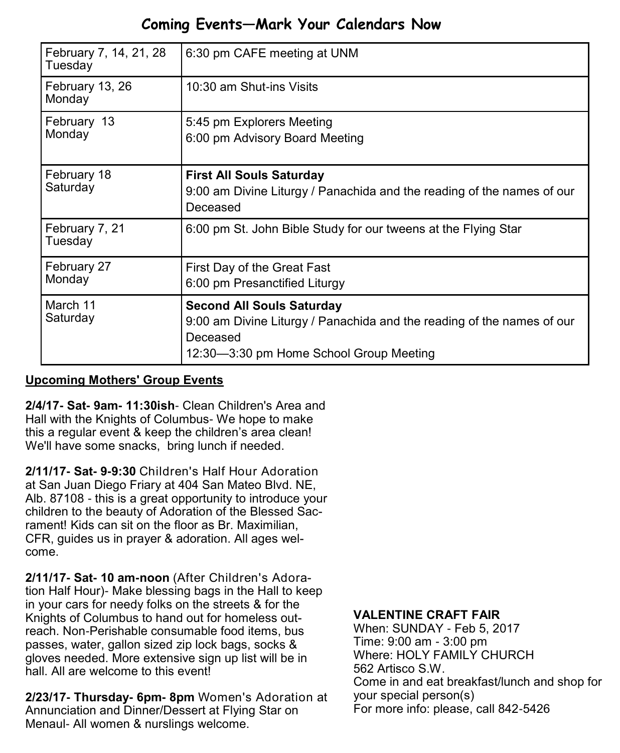## Coming Events—Mark Your Calendars Now

| Date | Event |
|---|---|
| February 7, 14, 21, 28 Tuesday | 6:30 pm CAFE meeting at UNM |
| February 13, 26 Monday | 10:30 am Shut-ins Visits |
| February 13 Monday | 5:45 pm Explorers Meeting<br>6:00 pm Advisory Board Meeting |
| February 18 Saturday | **First All Souls Saturday**<br>9:00 am Divine Liturgy / Panachida and the reading of the names of our Deceased |
| February 7, 21 Tuesday | 6:00 pm St. John Bible Study for our tweens at the Flying Star |
| February 27 Monday | First Day of the Great Fast<br>6:00 pm Presanctified Liturgy |
| March 11 Saturday | **Second All Souls Saturday**<br>9:00 am Divine Liturgy / Panachida and the reading of the names of our Deceased<br>12:30—3:30 pm Home School Group Meeting |

**Upcoming Mothers' Group Events**

**2/4/17- Sat- 9am- 11:30ish**- Clean Children's Area and Hall with the Knights of Columbus- We hope to make this a regular event & keep the children's area clean! We'll have some snacks, bring lunch if needed.

**2/11/17- Sat- 9-9:30** Children's Half Hour Adoration at San Juan Diego Friary at 404 San Mateo Blvd. NE, Alb. 87108 - this is a great opportunity to introduce your children to the beauty of Adoration of the Blessed Sacrament! Kids can sit on the floor as Br. Maximilian, CFR, guides us in prayer & adoration. All ages welcome.

**2/11/17- Sat- 10 am-noon** (After Children's Adoration Half Hour)- Make blessing bags in the Hall to keep in your cars for needy folks on the streets & for the Knights of Columbus to hand out for homeless outreach. Non-Perishable consumable food items, bus passes, water, gallon sized zip lock bags, socks & gloves needed. More extensive sign up list will be in hall. All are welcome to this event!

**2/23/17- Thursday- 6pm- 8pm** Women's Adoration at Annunciation and Dinner/Dessert at Flying Star on Menaul- All women & nurslings welcome.

**VALENTINE CRAFT FAIR**
When: SUNDAY - Feb 5, 2017
Time: 9:00 am - 3:00 pm
Where: HOLY FAMILY CHURCH
562 Artisco S.W.
Come in and eat breakfast/lunch and shop for your special person(s)
For more info: please, call 842-5426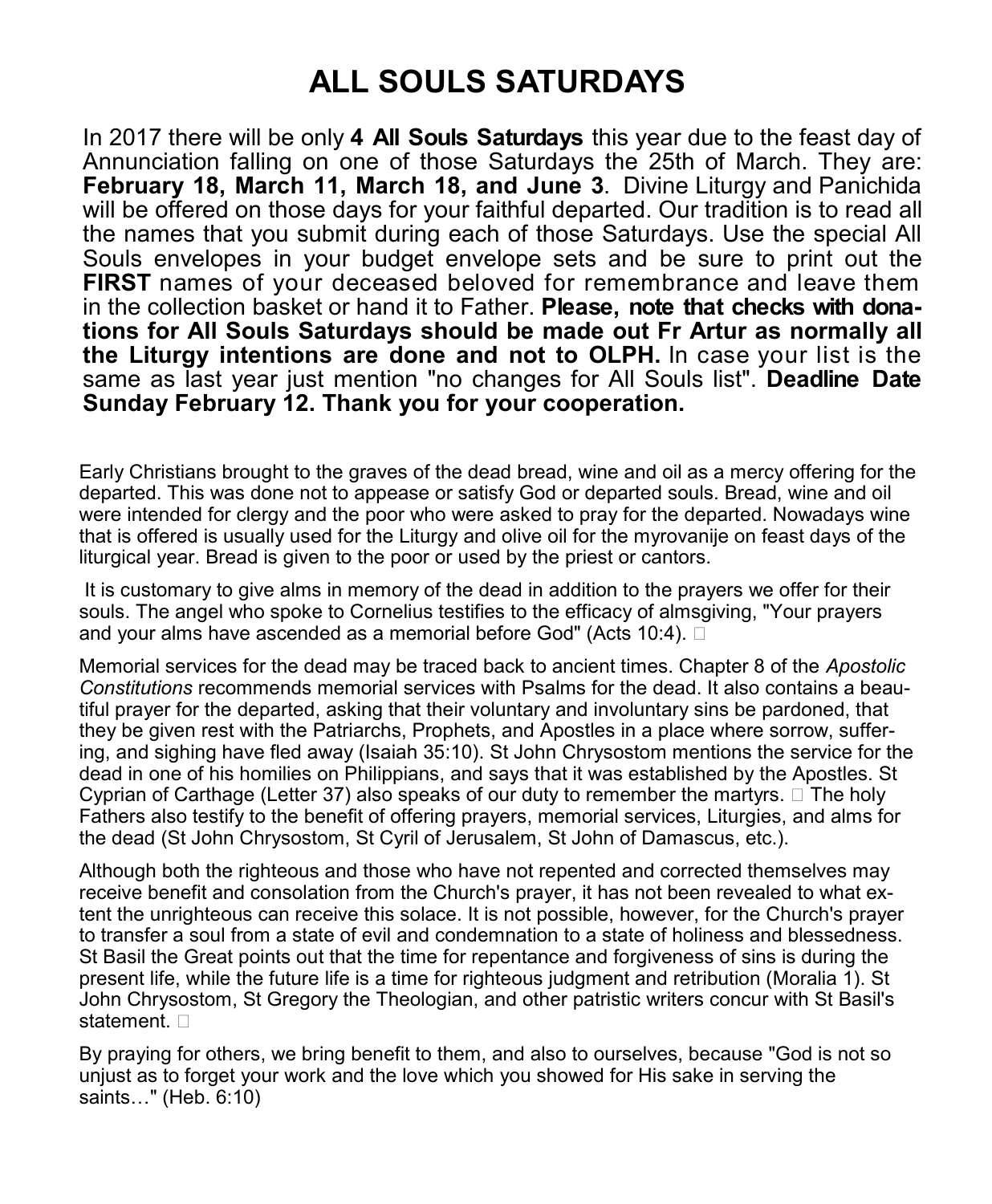# ALL SOULS SATURDAYS

In 2017 there will be only **4 All Souls Saturdays** this year due to the feast day of Annunciation falling on one of those Saturdays the 25th of March. They are: **February 18, March 11, March 18, and June 3**. Divine Liturgy and Panichida will be offered on those days for your faithful departed. Our tradition is to read all the names that you submit during each of those Saturdays. Use the special All Souls envelopes in your budget envelope sets and be sure to print out the **FIRST** names of your deceased beloved for remembrance and leave them in the collection basket or hand it to Father. **Please, note that checks with donations for All Souls Saturdays should be made out Fr Artur as normally all the Liturgy intentions are done and not to OLPH.** In case your list is the same as last year just mention "no changes for All Souls list". **Deadline Date Sunday February 12. Thank you for your cooperation.**

Early Christians brought to the graves of the dead bread, wine and oil as a mercy offering for the departed. This was done not to appease or satisfy God or departed souls. Bread, wine and oil were intended for clergy and the poor who were asked to pray for the departed. Nowadays wine that is offered is usually used for the Liturgy and olive oil for the myrovanije on feast days of the liturgical year. Bread is given to the poor or used by the priest or cantors.

It is customary to give alms in memory of the dead in addition to the prayers we offer for their souls. The angel who spoke to Cornelius testifies to the efficacy of almsgiving, "Your prayers and your alms have ascended as a memorial before God" (Acts 10:4).

Memorial services for the dead may be traced back to ancient times. Chapter 8 of the *Apostolic Constitutions* recommends memorial services with Psalms for the dead. It also contains a beautiful prayer for the departed, asking that their voluntary and involuntary sins be pardoned, that they be given rest with the Patriarchs, Prophets, and Apostles in a place where sorrow, suffering, and sighing have fled away (Isaiah 35:10). St John Chrysostom mentions the service for the dead in one of his homilies on Philippians, and says that it was established by the Apostles. St Cyprian of Carthage (Letter 37) also speaks of our duty to remember the martyrs. The holy Fathers also testify to the benefit of offering prayers, memorial services, Liturgies, and alms for the dead (St John Chrysostom, St Cyril of Jerusalem, St John of Damascus, etc.).

Although both the righteous and those who have not repented and corrected themselves may receive benefit and consolation from the Church's prayer, it has not been revealed to what extent the unrighteous can receive this solace. It is not possible, however, for the Church's prayer to transfer a soul from a state of evil and condemnation to a state of holiness and blessedness. St Basil the Great points out that the time for repentance and forgiveness of sins is during the present life, while the future life is a time for righteous judgment and retribution (Moralia 1). St John Chrysostom, St Gregory the Theologian, and other patristic writers concur with St Basil's statement.

By praying for others, we bring benefit to them, and also to ourselves, because "God is not so unjust as to forget your work and the love which you showed for His sake in serving the saints…" (Heb. 6:10)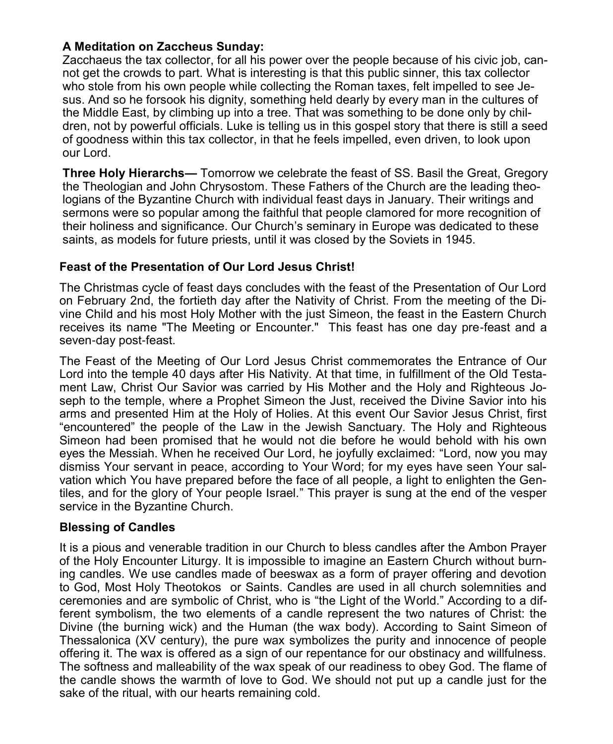**A Meditation on Zaccheus Sunday:**
Zacchaeus the tax collector, for all his power over the people because of his civic job, cannot get the crowds to part. What is interesting is that this public sinner, this tax collector who stole from his own people while collecting the Roman taxes, felt impelled to see Jesus. And so he forsook his dignity, something held dearly by every man in the cultures of the Middle East, by climbing up into a tree. That was something to be done only by children, not by powerful officials. Luke is telling us in this gospel story that there is still a seed of goodness within this tax collector, in that he feels impelled, even driven, to look upon our Lord.

**Three Holy Hierarchs—** Tomorrow we celebrate the feast of SS. Basil the Great, Gregory the Theologian and John Chrysostom. These Fathers of the Church are the leading theologians of the Byzantine Church with individual feast days in January. Their writings and sermons were so popular among the faithful that people clamored for more recognition of their holiness and significance. Our Church's seminary in Europe was dedicated to these saints, as models for future priests, until it was closed by the Soviets in 1945.

## Feast of the Presentation of Our Lord Jesus Christ!

The Christmas cycle of feast days concludes with the feast of the Presentation of Our Lord on February 2nd, the fortieth day after the Nativity of Christ. From the meeting of the Divine Child and his most Holy Mother with the just Simeon, the feast in the Eastern Church receives its name "The Meeting or Encounter." This feast has one day pre-feast and a seven-day post-feast.

The Feast of the Meeting of Our Lord Jesus Christ commemorates the Entrance of Our Lord into the temple 40 days after His Nativity. At that time, in fulfillment of the Old Testament Law, Christ Our Savior was carried by His Mother and the Holy and Righteous Joseph to the temple, where a Prophet Simeon the Just, received the Divine Savior into his arms and presented Him at the Holy of Holies. At this event Our Savior Jesus Christ, first "encountered" the people of the Law in the Jewish Sanctuary. The Holy and Righteous Simeon had been promised that he would not die before he would behold with his own eyes the Messiah. When he received Our Lord, he joyfully exclaimed: "Lord, now you may dismiss Your servant in peace, according to Your Word; for my eyes have seen Your salvation which You have prepared before the face of all people, a light to enlighten the Gentiles, and for the glory of Your people Israel." This prayer is sung at the end of the vesper service in the Byzantine Church.

## Blessing of Candles

It is a pious and venerable tradition in our Church to bless candles after the Ambon Prayer of the Holy Encounter Liturgy. It is impossible to imagine an Eastern Church without burning candles. We use candles made of beeswax as a form of prayer offering and devotion to God, Most Holy Theotokos or Saints. Candles are used in all church solemnities and ceremonies and are symbolic of Christ, who is "the Light of the World." According to a different symbolism, the two elements of a candle represent the two natures of Christ: the Divine (the burning wick) and the Human (the wax body). According to Saint Simeon of Thessalonica (XV century), the pure wax symbolizes the purity and innocence of people offering it. The wax is offered as a sign of our repentance for our obstinacy and willfulness. The softness and malleability of the wax speak of our readiness to obey God. The flame of the candle shows the warmth of love to God. We should not put up a candle just for the sake of the ritual, with our hearts remaining cold.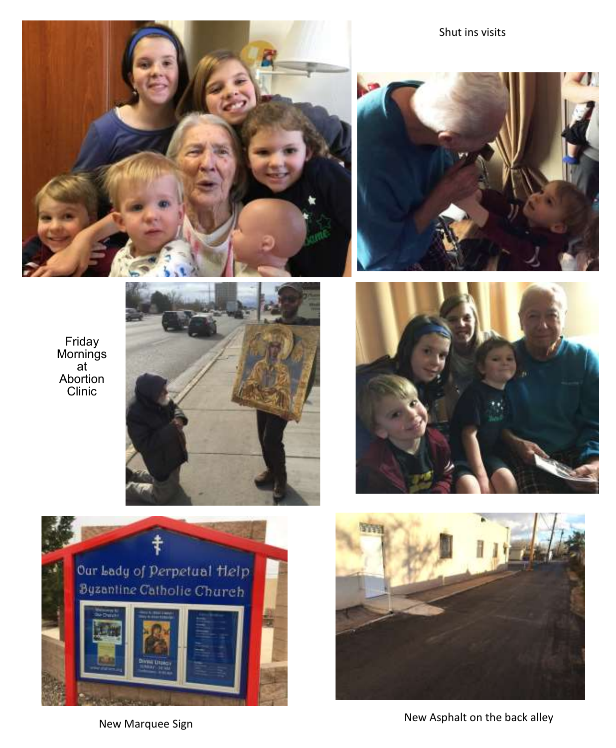Shut ins visits

Friday Mornings at Abortion Clinic

New Marquee Sign

New Asphalt on the back alley